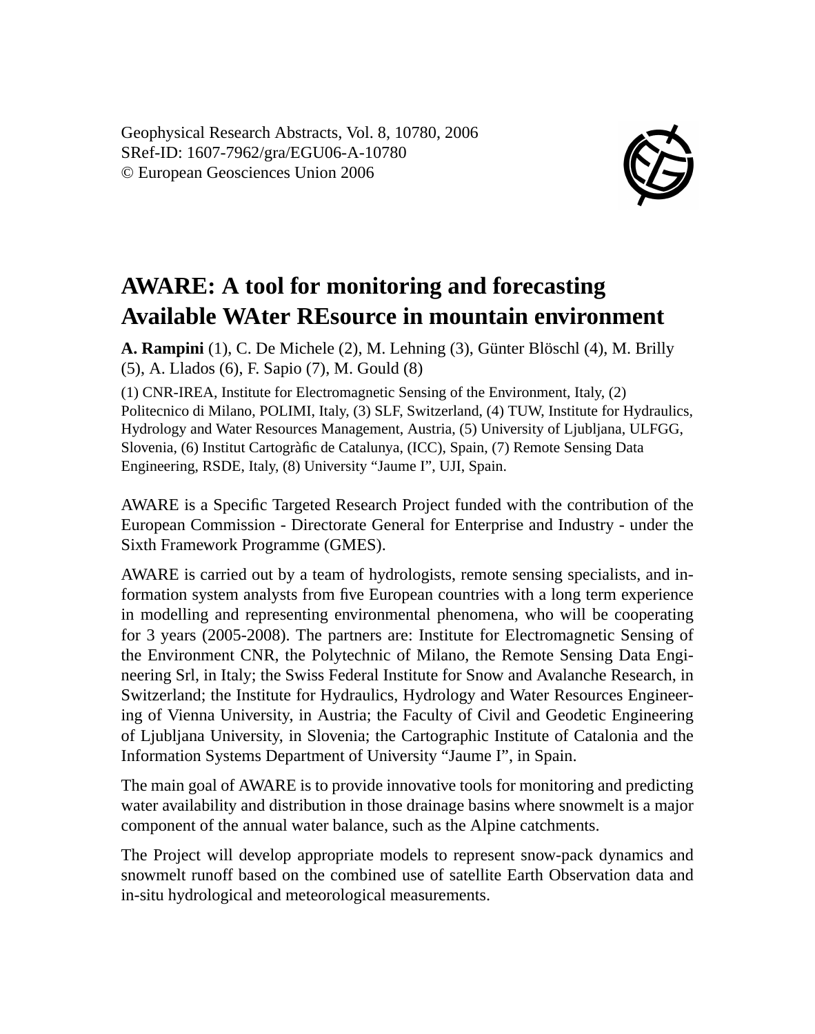Geophysical Research Abstracts, Vol. 8, 10780, 2006
SRef-ID: 1607-7962/gra/EGU06-A-10780
© European Geosciences Union 2006

# AWARE: A tool for monitoring and forecasting Available WAter REsource in mountain environment

**A. Rampini** (1), C. De Michele (2), M. Lehning (3), Günter Blöschl (4), M. Brilly (5), A. Llados (6), F. Sapio (7), M. Gould (8)

(1) CNR-IREA, Institute for Electromagnetic Sensing of the Environment, Italy, (2) Politecnico di Milano, POLIMI, Italy, (3) SLF, Switzerland, (4) TUW, Institute for Hydraulics, Hydrology and Water Resources Management, Austria, (5) University of Ljubljana, ULFGG, Slovenia, (6) Institut Cartogràfic de Catalunya, (ICC), Spain, (7) Remote Sensing Data Engineering, RSDE, Italy, (8) University "Jaume I", UJI, Spain.

AWARE is a Specific Targeted Research Project funded with the contribution of the European Commission - Directorate General for Enterprise and Industry - under the Sixth Framework Programme (GMES).

AWARE is carried out by a team of hydrologists, remote sensing specialists, and information system analysts from five European countries with a long term experience in modelling and representing environmental phenomena, who will be cooperating for 3 years (2005-2008). The partners are: Institute for Electromagnetic Sensing of the Environment CNR, the Polytechnic of Milano, the Remote Sensing Data Engineering Srl, in Italy; the Swiss Federal Institute for Snow and Avalanche Research, in Switzerland; the Institute for Hydraulics, Hydrology and Water Resources Engineering of Vienna University, in Austria; the Faculty of Civil and Geodetic Engineering of Ljubljana University, in Slovenia; the Cartographic Institute of Catalonia and the Information Systems Department of University "Jaume I", in Spain.

The main goal of AWARE is to provide innovative tools for monitoring and predicting water availability and distribution in those drainage basins where snowmelt is a major component of the annual water balance, such as the Alpine catchments.

The Project will develop appropriate models to represent snow-pack dynamics and snowmelt runoff based on the combined use of satellite Earth Observation data and in-situ hydrological and meteorological measurements.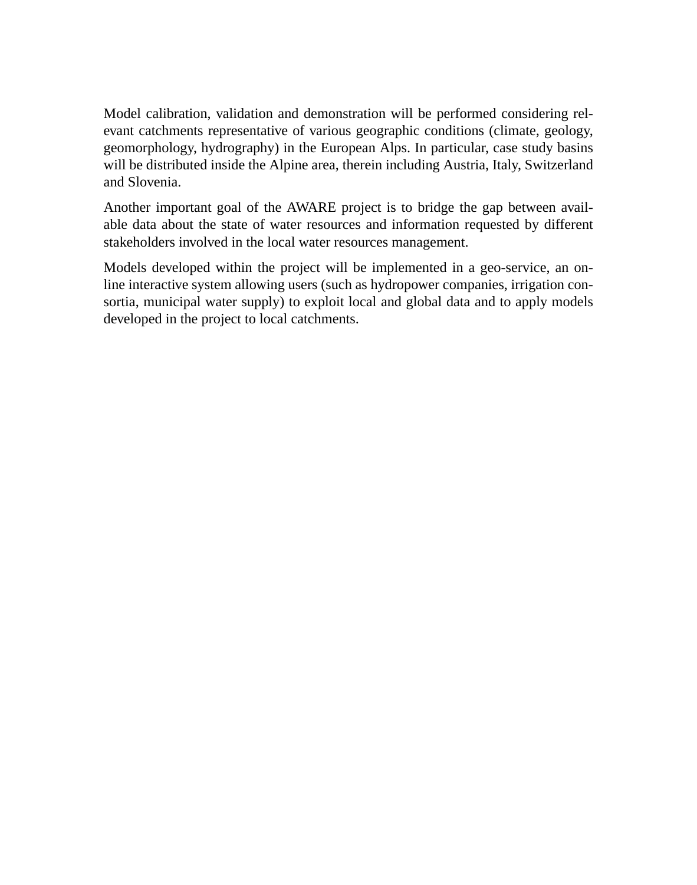Model calibration, validation and demonstration will be performed considering relevant catchments representative of various geographic conditions (climate, geology, geomorphology, hydrography) in the European Alps. In particular, case study basins will be distributed inside the Alpine area, therein including Austria, Italy, Switzerland and Slovenia.

Another important goal of the AWARE project is to bridge the gap between available data about the state of water resources and information requested by different stakeholders involved in the local water resources management.

Models developed within the project will be implemented in a geo-service, an online interactive system allowing users (such as hydropower companies, irrigation consortia, municipal water supply) to exploit local and global data and to apply models developed in the project to local catchments.